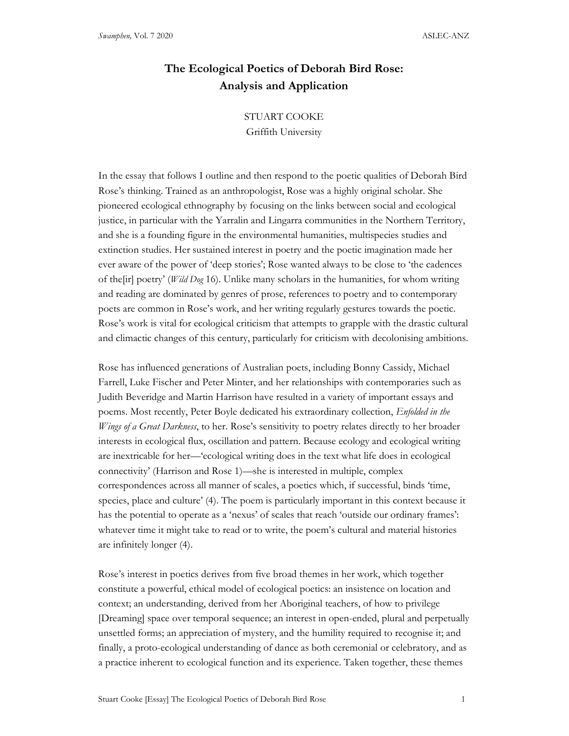# The Ecological Poetics of Deborah Bird Rose: Analysis and Application

STUART COOKE
Griffith University

In the essay that follows I outline and then respond to the poetic qualities of Deborah Bird Rose's thinking. Trained as an anthropologist, Rose was a highly original scholar. She pioneered ecological ethnography by focusing on the links between social and ecological justice, in particular with the Yarralin and Lingarra communities in the Northern Territory, and she is a founding figure in the environmental humanities, multispecies studies and extinction studies. Her sustained interest in poetry and the poetic imagination made her ever aware of the power of 'deep stories'; Rose wanted always to be close to 'the cadences of the[ir] poetry' (*Wild Dog* 16). Unlike many scholars in the humanities, for whom writing and reading are dominated by genres of prose, references to poetry and to contemporary poets are common in Rose's work, and her writing regularly gestures towards the poetic. Rose's work is vital for ecological criticism that attempts to grapple with the drastic cultural and climactic changes of this century, particularly for criticism with decolonising ambitions.

Rose has influenced generations of Australian poets, including Bonny Cassidy, Michael Farrell, Luke Fischer and Peter Minter, and her relationships with contemporaries such as Judith Beveridge and Martin Harrison have resulted in a variety of important essays and poems. Most recently, Peter Boyle dedicated his extraordinary collection, *Enfolded in the Wings of a Great Darkness*, to her. Rose's sensitivity to poetry relates directly to her broader interests in ecological flux, oscillation and pattern. Because ecology and ecological writing are inextricable for her—'ecological writing does in the text what life does in ecological connectivity' (Harrison and Rose 1)—she is interested in multiple, complex correspondences across all manner of scales, a poetics which, if successful, binds 'time, species, place and culture' (4). The poem is particularly important in this context because it has the potential to operate as a 'nexus' of scales that reach 'outside our ordinary frames': whatever time it might take to read or to write, the poem's cultural and material histories are infinitely longer (4).

Rose's interest in poetics derives from five broad themes in her work, which together constitute a powerful, ethical model of ecological poetics: an insistence on location and context; an understanding, derived from her Aboriginal teachers, of how to privilege [Dreaming] space over temporal sequence; an interest in open-ended, plural and perpetually unsettled forms; an appreciation of mystery, and the humility required to recognise it; and finally, a proto-ecological understanding of dance as both ceremonial or celebratory, and as a practice inherent to ecological function and its experience. Taken together, these themes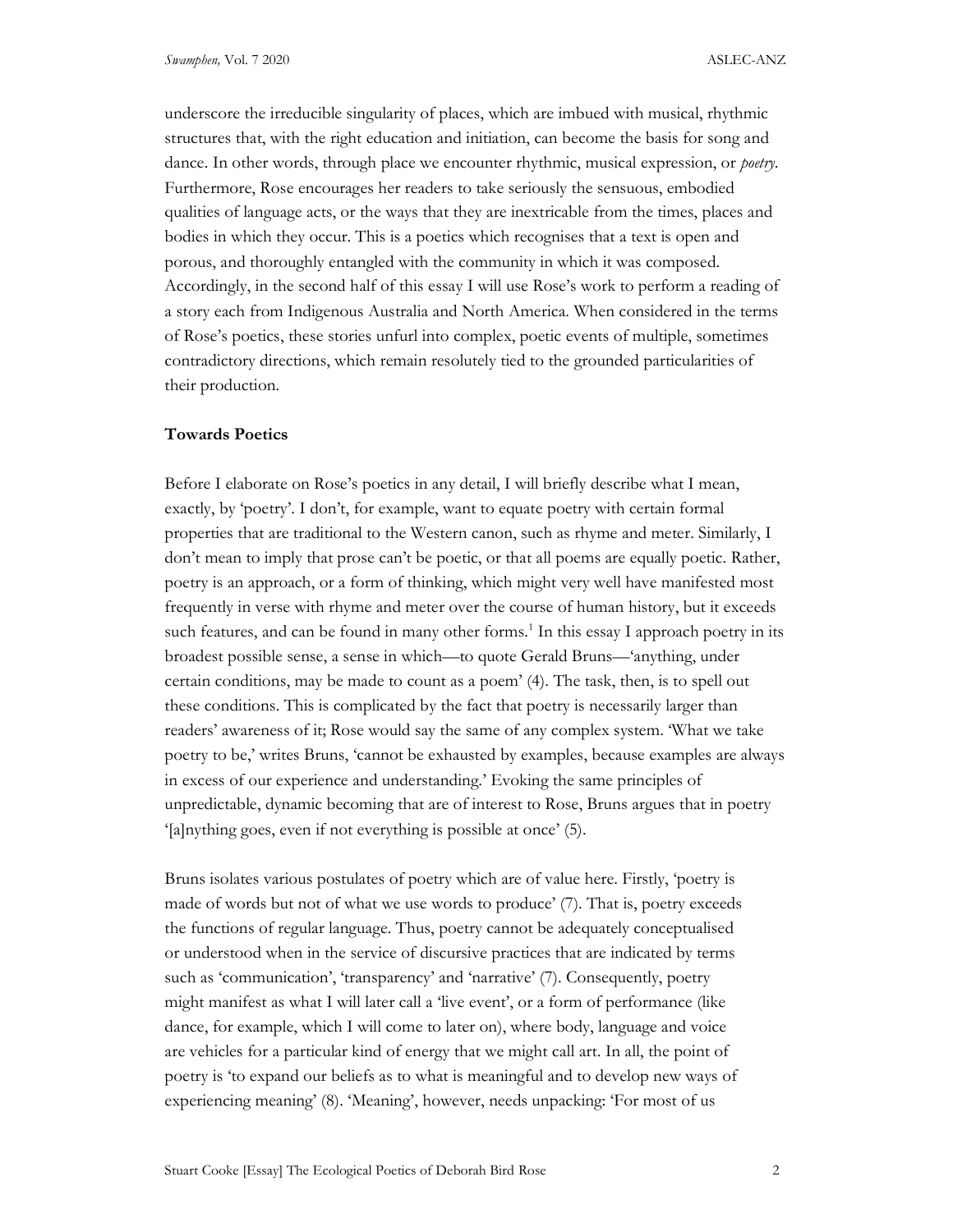underscore the irreducible singularity of places, which are imbued with musical, rhythmic structures that, with the right education and initiation, can become the basis for song and dance. In other words, through place we encounter rhythmic, musical expression, or *poetry*. Furthermore, Rose encourages her readers to take seriously the sensuous, embodied qualities of language acts, or the ways that they are inextricable from the times, places and bodies in which they occur. This is a poetics which recognises that a text is open and porous, and thoroughly entangled with the community in which it was composed. Accordingly, in the second half of this essay I will use Rose's work to perform a reading of a story each from Indigenous Australia and North America. When considered in the terms of Rose's poetics, these stories unfurl into complex, poetic events of multiple, sometimes contradictory directions, which remain resolutely tied to the grounded particularities of their production.

**Towards Poetics**

Before I elaborate on Rose's poetics in any detail, I will briefly describe what I mean, exactly, by 'poetry'. I don't, for example, want to equate poetry with certain formal properties that are traditional to the Western canon, such as rhyme and meter. Similarly, I don't mean to imply that prose can't be poetic, or that all poems are equally poetic. Rather, poetry is an approach, or a form of thinking, which might very well have manifested most frequently in verse with rhyme and meter over the course of human history, but it exceeds such features, and can be found in many other forms.[1] In this essay I approach poetry in its broadest possible sense, a sense in which—to quote Gerald Bruns—'anything, under certain conditions, may be made to count as a poem' (4). The task, then, is to spell out these conditions. This is complicated by the fact that poetry is necessarily larger than readers' awareness of it; Rose would say the same of any complex system. 'What we take poetry to be,' writes Bruns, 'cannot be exhausted by examples, because examples are always in excess of our experience and understanding.' Evoking the same principles of unpredictable, dynamic becoming that are of interest to Rose, Bruns argues that in poetry '[a]nything goes, even if not everything is possible at once' (5).

Bruns isolates various postulates of poetry which are of value here. Firstly, 'poetry is made of words but not of what we use words to produce' (7). That is, poetry exceeds the functions of regular language. Thus, poetry cannot be adequately conceptualised or understood when in the service of discursive practices that are indicated by terms such as 'communication', 'transparency' and 'narrative' (7). Consequently, poetry might manifest as what I will later call a 'live event', or a form of performance (like dance, for example, which I will come to later on), where body, language and voice are vehicles for a particular kind of energy that we might call art. In all, the point of poetry is 'to expand our beliefs as to what is meaningful and to develop new ways of experiencing meaning' (8). 'Meaning', however, needs unpacking: 'For most of us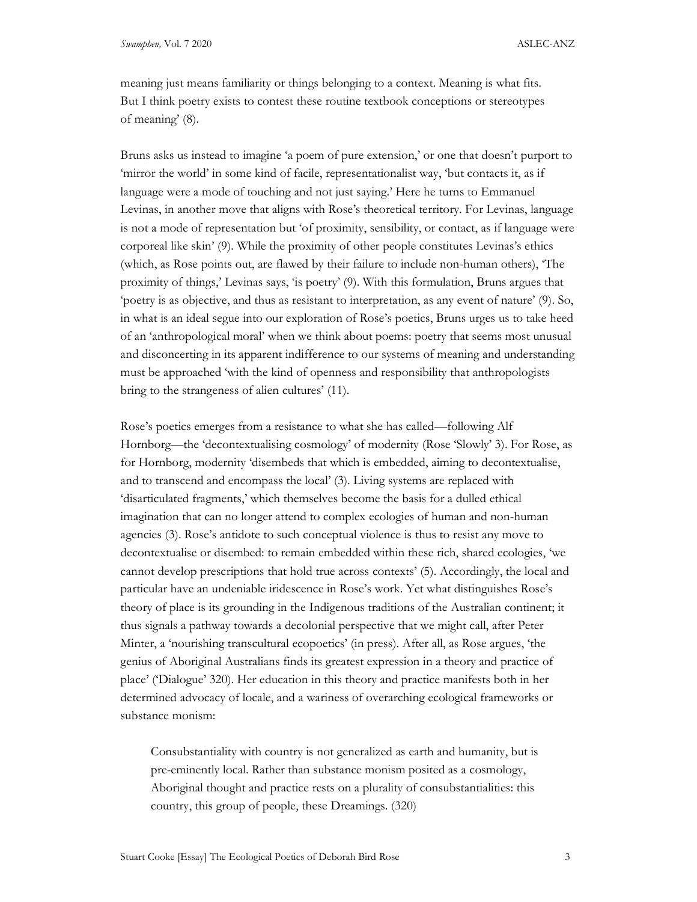meaning just means familiarity or things belonging to a context. Meaning is what fits. But I think poetry exists to contest these routine textbook conceptions or stereotypes of meaning' (8).

Bruns asks us instead to imagine 'a poem of pure extension,' or one that doesn't purport to 'mirror the world' in some kind of facile, representationalist way, 'but contacts it, as if language were a mode of touching and not just saying.' Here he turns to Emmanuel Levinas, in another move that aligns with Rose's theoretical territory. For Levinas, language is not a mode of representation but 'of proximity, sensibility, or contact, as if language were corporeal like skin' (9). While the proximity of other people constitutes Levinas's ethics (which, as Rose points out, are flawed by their failure to include non-human others), 'The proximity of things,' Levinas says, 'is poetry' (9). With this formulation, Bruns argues that 'poetry is as objective, and thus as resistant to interpretation, as any event of nature' (9). So, in what is an ideal segue into our exploration of Rose's poetics, Bruns urges us to take heed of an 'anthropological moral' when we think about poems: poetry that seems most unusual and disconcerting in its apparent indifference to our systems of meaning and understanding must be approached 'with the kind of openness and responsibility that anthropologists bring to the strangeness of alien cultures' (11).

Rose's poetics emerges from a resistance to what she has called—following Alf Hornborg—the 'decontextualising cosmology' of modernity (Rose 'Slowly' 3). For Rose, as for Hornborg, modernity 'disembeds that which is embedded, aiming to decontextualise, and to transcend and encompass the local' (3). Living systems are replaced with 'disarticulated fragments,' which themselves become the basis for a dulled ethical imagination that can no longer attend to complex ecologies of human and non-human agencies (3). Rose's antidote to such conceptual violence is thus to resist any move to decontextualise or disembed: to remain embedded within these rich, shared ecologies, 'we cannot develop prescriptions that hold true across contexts' (5). Accordingly, the local and particular have an undeniable iridescence in Rose's work. Yet what distinguishes Rose's theory of place is its grounding in the Indigenous traditions of the Australian continent; it thus signals a pathway towards a decolonial perspective that we might call, after Peter Minter, a 'nourishing transcultural ecopoetics' (in press). After all, as Rose argues, 'the genius of Aboriginal Australians finds its greatest expression in a theory and practice of place' ('Dialogue' 320). Her education in this theory and practice manifests both in her determined advocacy of locale, and a wariness of overarching ecological frameworks or substance monism:

> Consubstantiality with country is not generalized as earth and humanity, but is pre-eminently local. Rather than substance monism posited as a cosmology, Aboriginal thought and practice rests on a plurality of consubstantialities: this country, this group of people, these Dreamings. (320)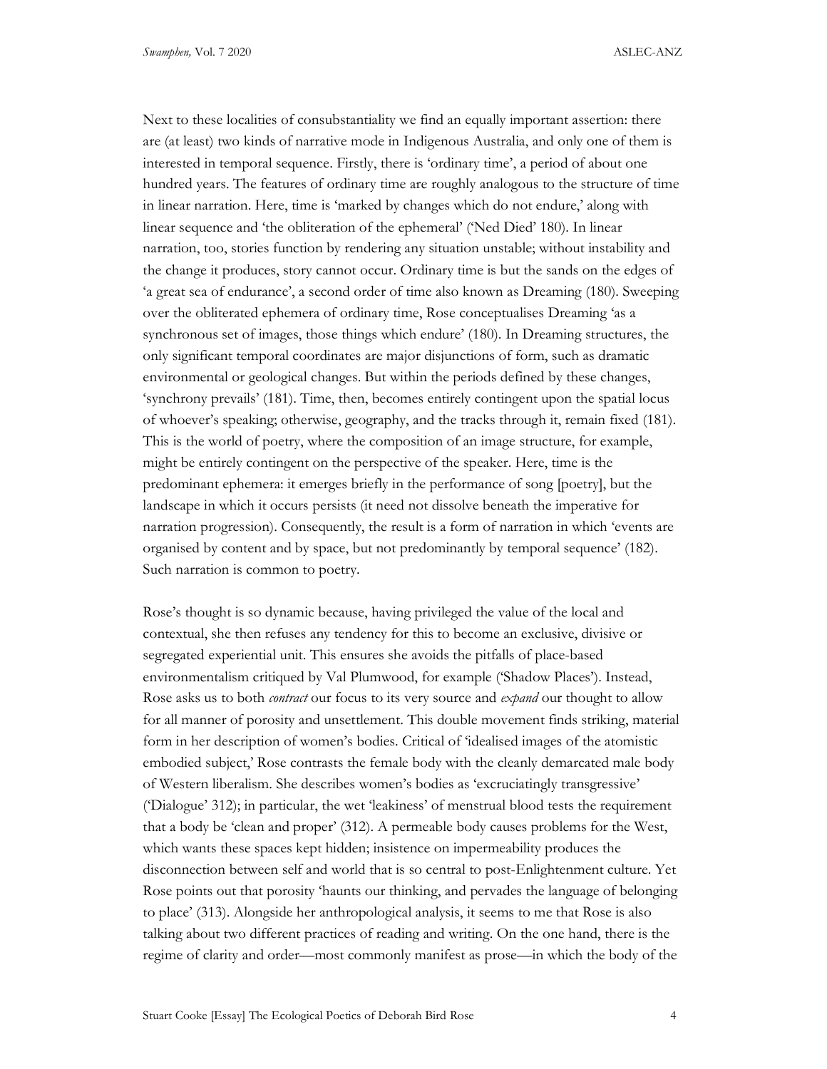Next to these localities of consubstantiality we find an equally important assertion: there are (at least) two kinds of narrative mode in Indigenous Australia, and only one of them is interested in temporal sequence. Firstly, there is 'ordinary time', a period of about one hundred years. The features of ordinary time are roughly analogous to the structure of time in linear narration. Here, time is 'marked by changes which do not endure,' along with linear sequence and 'the obliteration of the ephemeral' ('Ned Died' 180). In linear narration, too, stories function by rendering any situation unstable; without instability and the change it produces, story cannot occur. Ordinary time is but the sands on the edges of 'a great sea of endurance', a second order of time also known as Dreaming (180). Sweeping over the obliterated ephemera of ordinary time, Rose conceptualises Dreaming 'as a synchronous set of images, those things which endure' (180). In Dreaming structures, the only significant temporal coordinates are major disjunctions of form, such as dramatic environmental or geological changes. But within the periods defined by these changes, 'synchrony prevails' (181). Time, then, becomes entirely contingent upon the spatial locus of whoever's speaking; otherwise, geography, and the tracks through it, remain fixed (181). This is the world of poetry, where the composition of an image structure, for example, might be entirely contingent on the perspective of the speaker. Here, time is the predominant ephemera: it emerges briefly in the performance of song [poetry], but the landscape in which it occurs persists (it need not dissolve beneath the imperative for narration progression). Consequently, the result is a form of narration in which 'events are organised by content and by space, but not predominantly by temporal sequence' (182). Such narration is common to poetry.

Rose's thought is so dynamic because, having privileged the value of the local and contextual, she then refuses any tendency for this to become an exclusive, divisive or segregated experiential unit. This ensures she avoids the pitfalls of place-based environmentalism critiqued by Val Plumwood, for example ('Shadow Places'). Instead, Rose asks us to both *contract* our focus to its very source and *expand* our thought to allow for all manner of porosity and unsettlement. This double movement finds striking, material form in her description of women's bodies. Critical of 'idealised images of the atomistic embodied subject,' Rose contrasts the female body with the cleanly demarcated male body of Western liberalism. She describes women's bodies as 'excruciatingly transgressive' ('Dialogue' 312); in particular, the wet 'leakiness' of menstrual blood tests the requirement that a body be 'clean and proper' (312). A permeable body causes problems for the West, which wants these spaces kept hidden; insistence on impermeability produces the disconnection between self and world that is so central to post-Enlightenment culture. Yet Rose points out that porosity 'haunts our thinking, and pervades the language of belonging to place' (313). Alongside her anthropological analysis, it seems to me that Rose is also talking about two different practices of reading and writing. On the one hand, there is the regime of clarity and order—most commonly manifest as prose—in which the body of the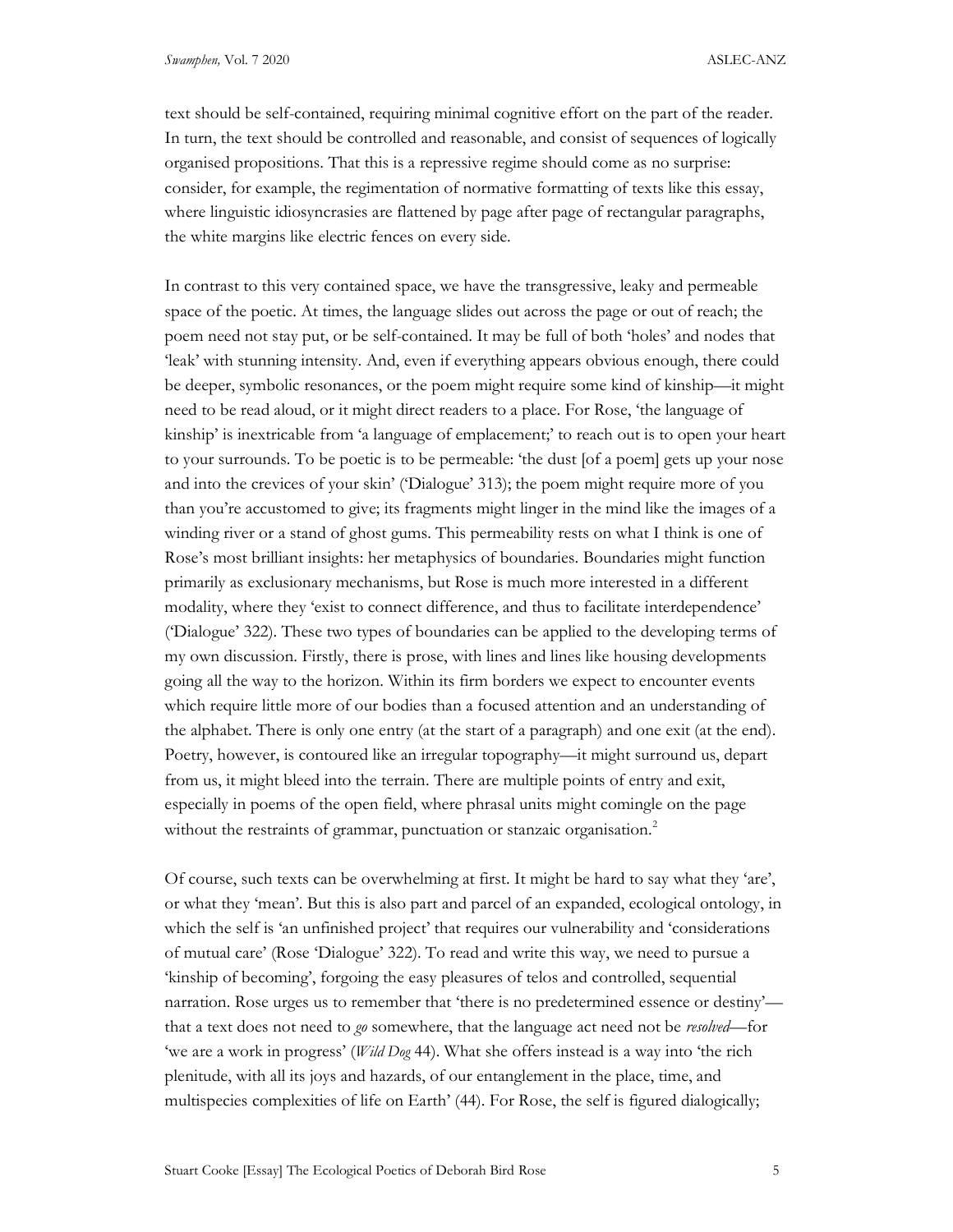text should be self-contained, requiring minimal cognitive effort on the part of the reader. In turn, the text should be controlled and reasonable, and consist of sequences of logically organised propositions. That this is a repressive regime should come as no surprise: consider, for example, the regimentation of normative formatting of texts like this essay, where linguistic idiosyncrasies are flattened by page after page of rectangular paragraphs, the white margins like electric fences on every side.

In contrast to this very contained space, we have the transgressive, leaky and permeable space of the poetic. At times, the language slides out across the page or out of reach; the poem need not stay put, or be self-contained. It may be full of both 'holes' and nodes that 'leak' with stunning intensity. And, even if everything appears obvious enough, there could be deeper, symbolic resonances, or the poem might require some kind of kinship—it might need to be read aloud, or it might direct readers to a place. For Rose, 'the language of kinship' is inextricable from 'a language of emplacement;' to reach out is to open your heart to your surrounds. To be poetic is to be permeable: 'the dust [of a poem] gets up your nose and into the crevices of your skin' ('Dialogue' 313); the poem might require more of you than you're accustomed to give; its fragments might linger in the mind like the images of a winding river or a stand of ghost gums. This permeability rests on what I think is one of Rose's most brilliant insights: her metaphysics of boundaries. Boundaries might function primarily as exclusionary mechanisms, but Rose is much more interested in a different modality, where they 'exist to connect difference, and thus to facilitate interdependence' ('Dialogue' 322). These two types of boundaries can be applied to the developing terms of my own discussion. Firstly, there is prose, with lines and lines like housing developments going all the way to the horizon. Within its firm borders we expect to encounter events which require little more of our bodies than a focused attention and an understanding of the alphabet. There is only one entry (at the start of a paragraph) and one exit (at the end). Poetry, however, is contoured like an irregular topography—it might surround us, depart from us, it might bleed into the terrain. There are multiple points of entry and exit, especially in poems of the open field, where phrasal units might comingle on the page without the restraints of grammar, punctuation or stanzaic organisation.[2]

Of course, such texts can be overwhelming at first. It might be hard to say what they 'are', or what they 'mean'. But this is also part and parcel of an expanded, ecological ontology, in which the self is 'an unfinished project' that requires our vulnerability and 'considerations of mutual care' (Rose 'Dialogue' 322). To read and write this way, we need to pursue a 'kinship of becoming', forgoing the easy pleasures of telos and controlled, sequential narration. Rose urges us to remember that 'there is no predetermined essence or destiny'—that a text does not need to *go* somewhere, that the language act need not be *resolved*—for 'we are a work in progress' (*Wild Dog* 44). What she offers instead is a way into 'the rich plenitude, with all its joys and hazards, of our entanglement in the place, time, and multispecies complexities of life on Earth' (44). For Rose, the self is figured dialogically;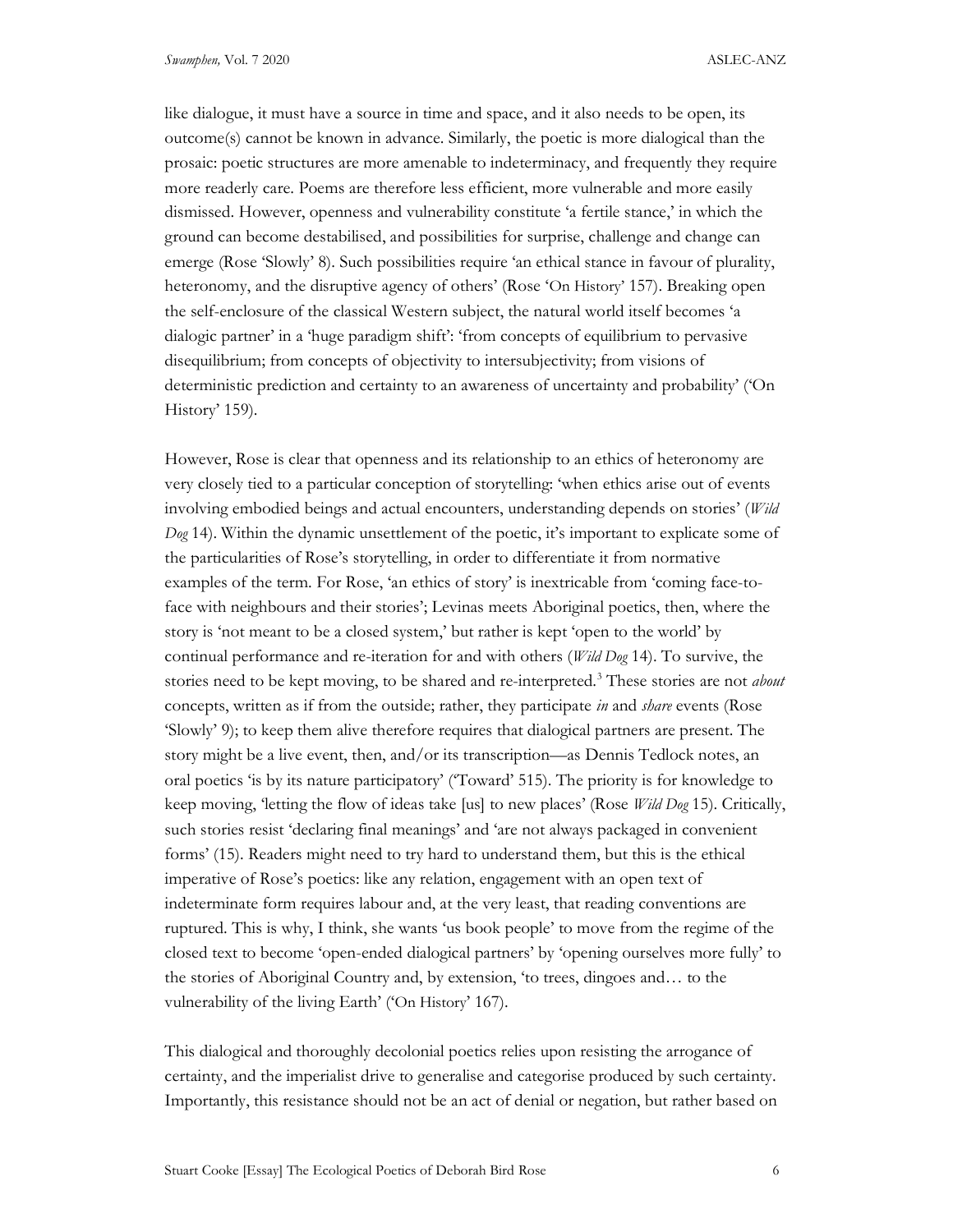like dialogue, it must have a source in time and space, and it also needs to be open, its outcome(s) cannot be known in advance. Similarly, the poetic is more dialogical than the prosaic: poetic structures are more amenable to indeterminacy, and frequently they require more readerly care. Poems are therefore less efficient, more vulnerable and more easily dismissed. However, openness and vulnerability constitute 'a fertile stance,' in which the ground can become destabilised, and possibilities for surprise, challenge and change can emerge (Rose 'Slowly' 8). Such possibilities require 'an ethical stance in favour of plurality, heteronomy, and the disruptive agency of others' (Rose 'On History' 157). Breaking open the self-enclosure of the classical Western subject, the natural world itself becomes 'a dialogic partner' in a 'huge paradigm shift': 'from concepts of equilibrium to pervasive disequilibrium; from concepts of objectivity to intersubjectivity; from visions of deterministic prediction and certainty to an awareness of uncertainty and probability' ('On History' 159).

However, Rose is clear that openness and its relationship to an ethics of heteronomy are very closely tied to a particular conception of storytelling: 'when ethics arise out of events involving embodied beings and actual encounters, understanding depends on stories' (*Wild Dog* 14). Within the dynamic unsettlement of the poetic, it's important to explicate some of the particularities of Rose's storytelling, in order to differentiate it from normative examples of the term. For Rose, 'an ethics of story' is inextricable from 'coming face-to-face with neighbours and their stories'; Levinas meets Aboriginal poetics, then, where the story is 'not meant to be a closed system,' but rather is kept 'open to the world' by continual performance and re-iteration for and with others (*Wild Dog* 14). To survive, the stories need to be kept moving, to be shared and re-interpreted.[3] These stories are not *about* concepts, written as if from the outside; rather, they participate *in* and *share* events (Rose 'Slowly' 9); to keep them alive therefore requires that dialogical partners are present. The story might be a live event, then, and/or its transcription—as Dennis Tedlock notes, an oral poetics 'is by its nature participatory' ('Toward' 515). The priority is for knowledge to keep moving, 'letting the flow of ideas take [us] to new places' (Rose *Wild Dog* 15). Critically, such stories resist 'declaring final meanings' and 'are not always packaged in convenient forms' (15). Readers might need to try hard to understand them, but this is the ethical imperative of Rose's poetics: like any relation, engagement with an open text of indeterminate form requires labour and, at the very least, that reading conventions are ruptured. This is why, I think, she wants 'us book people' to move from the regime of the closed text to become 'open-ended dialogical partners' by 'opening ourselves more fully' to the stories of Aboriginal Country and, by extension, 'to trees, dingoes and… to the vulnerability of the living Earth' ('On History' 167).

This dialogical and thoroughly decolonial poetics relies upon resisting the arrogance of certainty, and the imperialist drive to generalise and categorise produced by such certainty. Importantly, this resistance should not be an act of denial or negation, but rather based on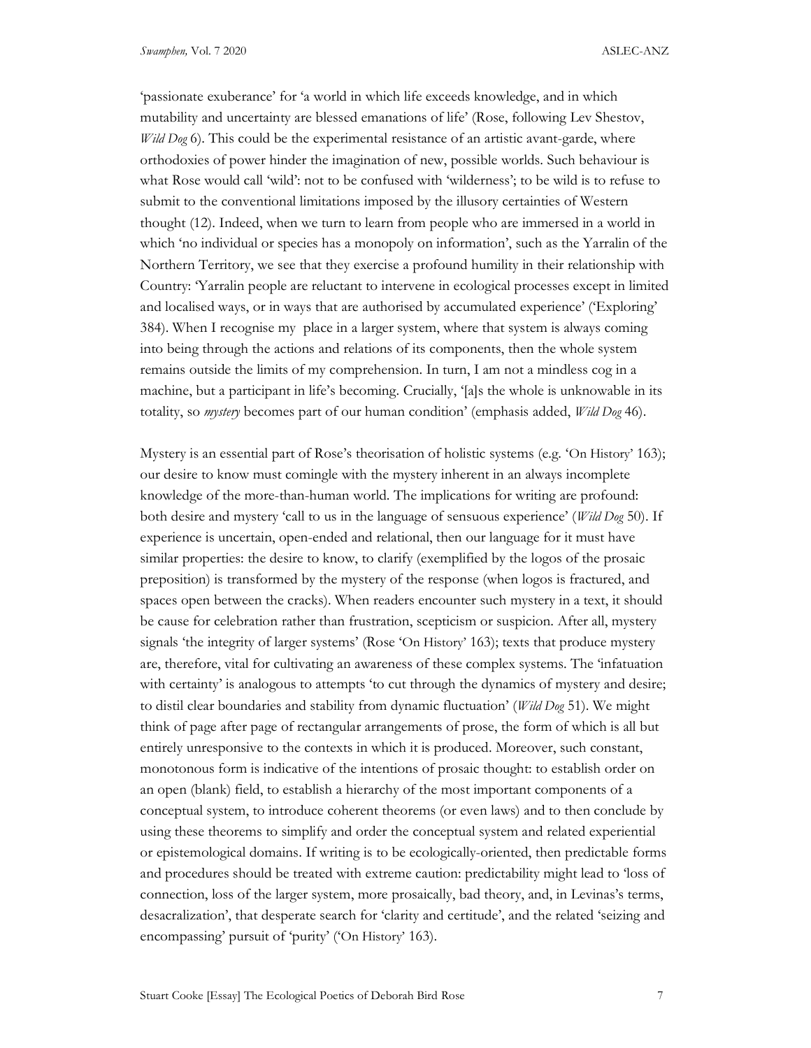'passionate exuberance' for 'a world in which life exceeds knowledge, and in which mutability and uncertainty are blessed emanations of life' (Rose, following Lev Shestov, *Wild Dog* 6). This could be the experimental resistance of an artistic avant-garde, where orthodoxies of power hinder the imagination of new, possible worlds. Such behaviour is what Rose would call 'wild': not to be confused with 'wilderness'; to be wild is to refuse to submit to the conventional limitations imposed by the illusory certainties of Western thought (12). Indeed, when we turn to learn from people who are immersed in a world in which 'no individual or species has a monopoly on information', such as the Yarralin of the Northern Territory, we see that they exercise a profound humility in their relationship with Country: 'Yarralin people are reluctant to intervene in ecological processes except in limited and localised ways, or in ways that are authorised by accumulated experience' ('Exploring' 384). When I recognise my place in a larger system, where that system is always coming into being through the actions and relations of its components, then the whole system remains outside the limits of my comprehension. In turn, I am not a mindless cog in a machine, but a participant in life's becoming. Crucially, '[a]s the whole is unknowable in its totality, so *mystery* becomes part of our human condition' (emphasis added, *Wild Dog* 46).

Mystery is an essential part of Rose's theorisation of holistic systems (e.g. 'On History' 163); our desire to know must comingle with the mystery inherent in an always incomplete knowledge of the more-than-human world. The implications for writing are profound: both desire and mystery 'call to us in the language of sensuous experience' (*Wild Dog* 50). If experience is uncertain, open-ended and relational, then our language for it must have similar properties: the desire to know, to clarify (exemplified by the logos of the prosaic preposition) is transformed by the mystery of the response (when logos is fractured, and spaces open between the cracks). When readers encounter such mystery in a text, it should be cause for celebration rather than frustration, scepticism or suspicion. After all, mystery signals 'the integrity of larger systems' (Rose 'On History' 163); texts that produce mystery are, therefore, vital for cultivating an awareness of these complex systems. The 'infatuation with certainty' is analogous to attempts 'to cut through the dynamics of mystery and desire; to distil clear boundaries and stability from dynamic fluctuation' (*Wild Dog* 51). We might think of page after page of rectangular arrangements of prose, the form of which is all but entirely unresponsive to the contexts in which it is produced. Moreover, such constant, monotonous form is indicative of the intentions of prosaic thought: to establish order on an open (blank) field, to establish a hierarchy of the most important components of a conceptual system, to introduce coherent theorems (or even laws) and to then conclude by using these theorems to simplify and order the conceptual system and related experiential or epistemological domains. If writing is to be ecologically-oriented, then predictable forms and procedures should be treated with extreme caution: predictability might lead to 'loss of connection, loss of the larger system, more prosaically, bad theory, and, in Levinas's terms, desacralization', that desperate search for 'clarity and certitude', and the related 'seizing and encompassing' pursuit of 'purity' ('On History' 163).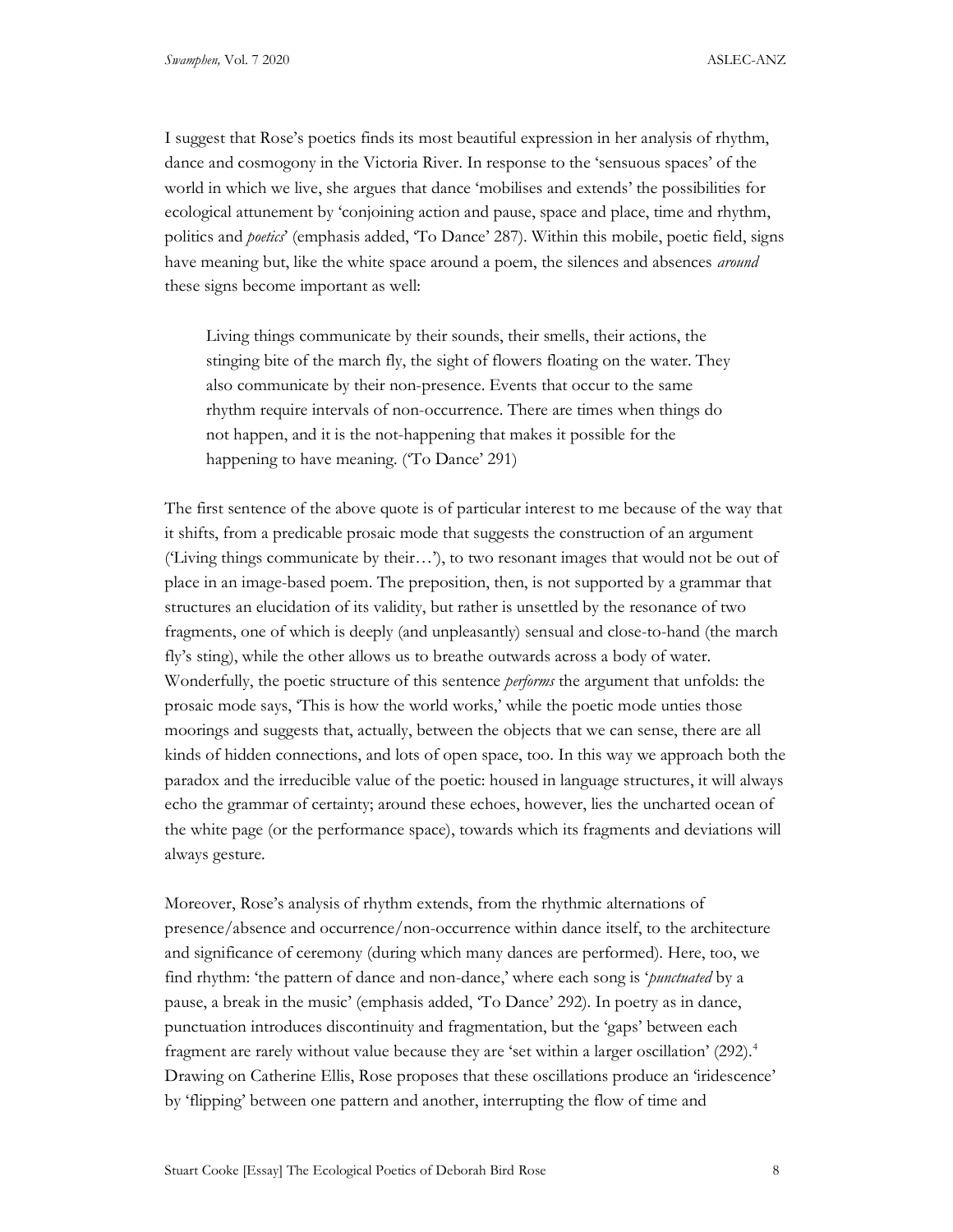I suggest that Rose's poetics finds its most beautiful expression in her analysis of rhythm, dance and cosmogony in the Victoria River. In response to the 'sensuous spaces' of the world in which we live, she argues that dance 'mobilises and extends' the possibilities for ecological attunement by 'conjoining action and pause, space and place, time and rhythm, politics and *poetics*' (emphasis added, 'To Dance' 287). Within this mobile, poetic field, signs have meaning but, like the white space around a poem, the silences and absences *around* these signs become important as well:

> Living things communicate by their sounds, their smells, their actions, the stinging bite of the march fly, the sight of flowers floating on the water. They also communicate by their non-presence. Events that occur to the same rhythm require intervals of non-occurrence. There are times when things do not happen, and it is the not-happening that makes it possible for the happening to have meaning. ('To Dance' 291)

The first sentence of the above quote is of particular interest to me because of the way that it shifts, from a predicable prosaic mode that suggests the construction of an argument ('Living things communicate by their…'), to two resonant images that would not be out of place in an image-based poem. The preposition, then, is not supported by a grammar that structures an elucidation of its validity, but rather is unsettled by the resonance of two fragments, one of which is deeply (and unpleasantly) sensual and close-to-hand (the march fly's sting), while the other allows us to breathe outwards across a body of water. Wonderfully, the poetic structure of this sentence *performs* the argument that unfolds: the prosaic mode says, 'This is how the world works,' while the poetic mode unties those moorings and suggests that, actually, between the objects that we can sense, there are all kinds of hidden connections, and lots of open space, too. In this way we approach both the paradox and the irreducible value of the poetic: housed in language structures, it will always echo the grammar of certainty; around these echoes, however, lies the uncharted ocean of the white page (or the performance space), towards which its fragments and deviations will always gesture.

Moreover, Rose's analysis of rhythm extends, from the rhythmic alternations of presence/absence and occurrence/non-occurrence within dance itself, to the architecture and significance of ceremony (during which many dances are performed). Here, too, we find rhythm: 'the pattern of dance and non-dance,' where each song is '*punctuated* by a pause, a break in the music' (emphasis added, 'To Dance' 292). In poetry as in dance, punctuation introduces discontinuity and fragmentation, but the 'gaps' between each fragment are rarely without value because they are 'set within a larger oscillation' (292).[4] Drawing on Catherine Ellis, Rose proposes that these oscillations produce an 'iridescence' by 'flipping' between one pattern and another, interrupting the flow of time and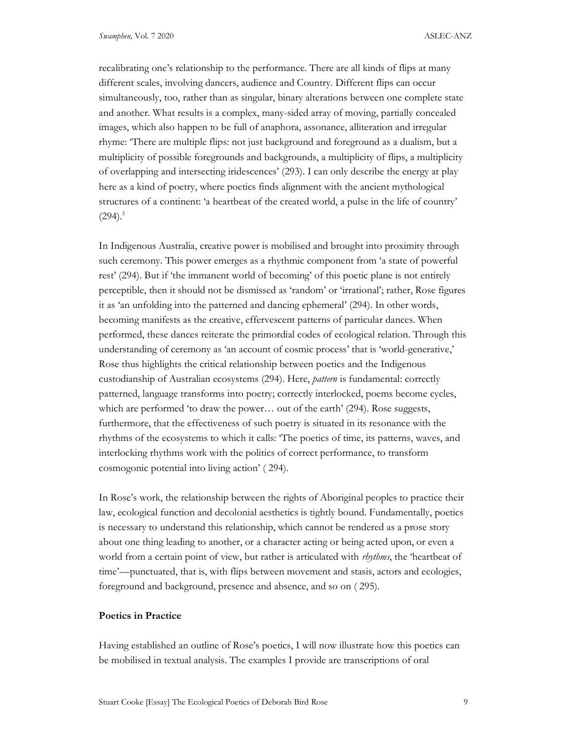recalibrating one's relationship to the performance. There are all kinds of flips at many different scales, involving dancers, audience and Country. Different flips can occur simultaneously, too, rather than as singular, binary alterations between one complete state and another. What results is a complex, many-sided array of moving, partially concealed images, which also happen to be full of anaphora, assonance, alliteration and irregular rhyme: 'There are multiple flips: not just background and foreground as a dualism, but a multiplicity of possible foregrounds and backgrounds, a multiplicity of flips, a multiplicity of overlapping and intersecting iridescences' (293). I can only describe the energy at play here as a kind of poetry, where poetics finds alignment with the ancient mythological structures of a continent: 'a heartbeat of the created world, a pulse in the life of country' (294).[5]

In Indigenous Australia, creative power is mobilised and brought into proximity through such ceremony. This power emerges as a rhythmic component from 'a state of powerful rest' (294). But if 'the immanent world of becoming' of this poetic plane is not entirely perceptible, then it should not be dismissed as 'random' or 'irrational'; rather, Rose figures it as 'an unfolding into the patterned and dancing ephemeral' (294). In other words, becoming manifests as the creative, effervescent patterns of particular dances. When performed, these dances reiterate the primordial codes of ecological relation. Through this understanding of ceremony as 'an account of cosmic process' that is 'world-generative,' Rose thus highlights the critical relationship between poetics and the Indigenous custodianship of Australian ecosystems (294). Here, *pattern* is fundamental: correctly patterned, language transforms into poetry; correctly interlocked, poems become cycles, which are performed 'to draw the power… out of the earth' (294). Rose suggests, furthermore, that the effectiveness of such poetry is situated in its resonance with the rhythms of the ecosystems to which it calls: 'The poetics of time, its patterns, waves, and interlocking rhythms work with the politics of correct performance, to transform cosmogonic potential into living action' ( 294).

In Rose's work, the relationship between the rights of Aboriginal peoples to practice their law, ecological function and decolonial aesthetics is tightly bound. Fundamentally, poetics is necessary to understand this relationship, which cannot be rendered as a prose story about one thing leading to another, or a character acting or being acted upon, or even a world from a certain point of view, but rather is articulated with *rhythms*, the 'heartbeat of time'—punctuated, that is, with flips between movement and stasis, actors and ecologies, foreground and background, presence and absence, and so on ( 295).

**Poetics in Practice**

Having established an outline of Rose's poetics, I will now illustrate how this poetics can be mobilised in textual analysis. The examples I provide are transcriptions of oral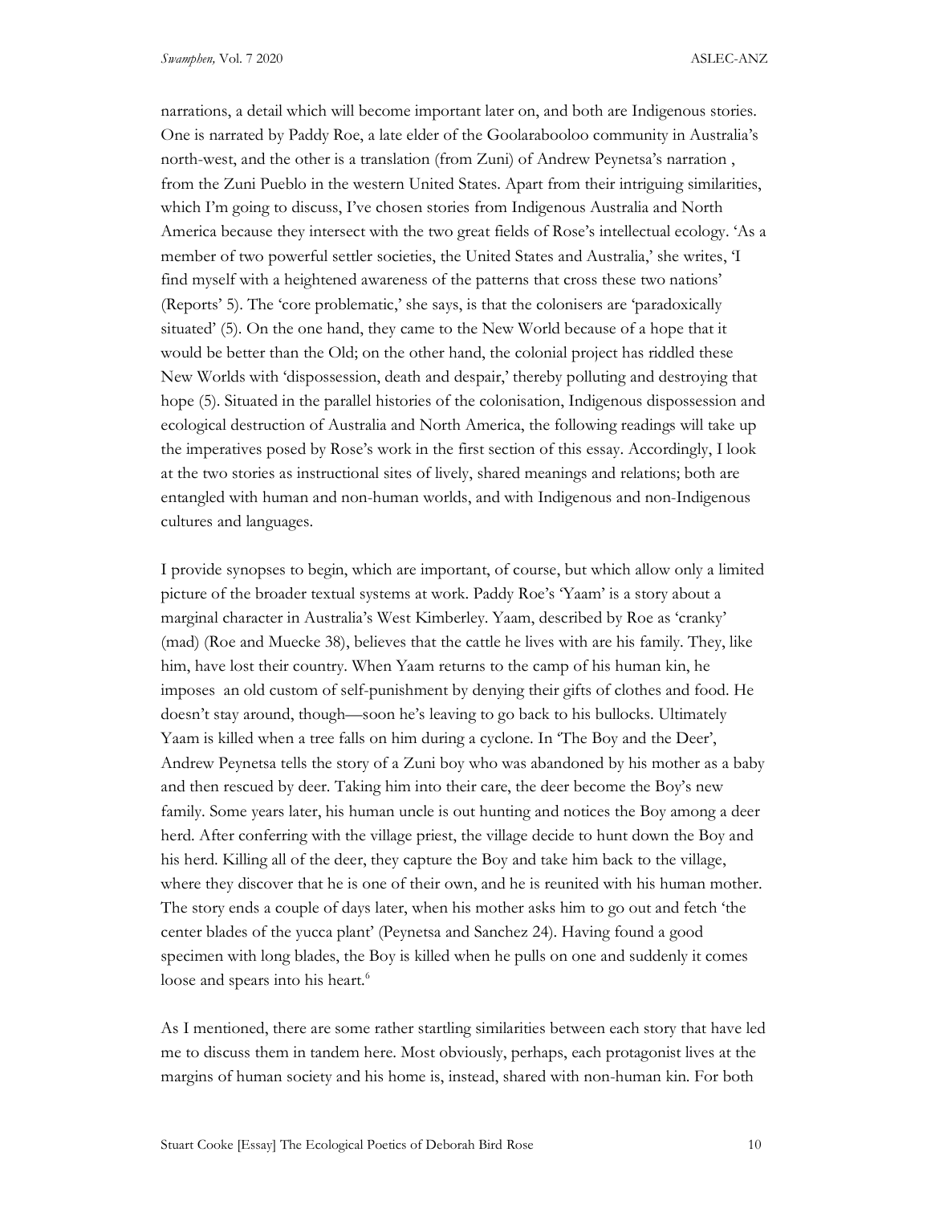narrations, a detail which will become important later on, and both are Indigenous stories. One is narrated by Paddy Roe, a late elder of the Goolarabooloo community in Australia's north-west, and the other is a translation (from Zuni) of Andrew Peynetsa's narration , from the Zuni Pueblo in the western United States. Apart from their intriguing similarities, which I'm going to discuss, I've chosen stories from Indigenous Australia and North America because they intersect with the two great fields of Rose's intellectual ecology. 'As a member of two powerful settler societies, the United States and Australia,' she writes, 'I find myself with a heightened awareness of the patterns that cross these two nations' (Reports' 5). The 'core problematic,' she says, is that the colonisers are 'paradoxically situated' (5). On the one hand, they came to the New World because of a hope that it would be better than the Old; on the other hand, the colonial project has riddled these New Worlds with 'dispossession, death and despair,' thereby polluting and destroying that hope (5). Situated in the parallel histories of the colonisation, Indigenous dispossession and ecological destruction of Australia and North America, the following readings will take up the imperatives posed by Rose's work in the first section of this essay. Accordingly, I look at the two stories as instructional sites of lively, shared meanings and relations; both are entangled with human and non-human worlds, and with Indigenous and non-Indigenous cultures and languages.

I provide synopses to begin, which are important, of course, but which allow only a limited picture of the broader textual systems at work. Paddy Roe's 'Yaam' is a story about a marginal character in Australia's West Kimberley. Yaam, described by Roe as 'cranky' (mad) (Roe and Muecke 38), believes that the cattle he lives with are his family. They, like him, have lost their country. When Yaam returns to the camp of his human kin, he imposes an old custom of self-punishment by denying their gifts of clothes and food. He doesn't stay around, though—soon he's leaving to go back to his bullocks. Ultimately Yaam is killed when a tree falls on him during a cyclone. In 'The Boy and the Deer', Andrew Peynetsa tells the story of a Zuni boy who was abandoned by his mother as a baby and then rescued by deer. Taking him into their care, the deer become the Boy's new family. Some years later, his human uncle is out hunting and notices the Boy among a deer herd. After conferring with the village priest, the village decide to hunt down the Boy and his herd. Killing all of the deer, they capture the Boy and take him back to the village, where they discover that he is one of their own, and he is reunited with his human mother. The story ends a couple of days later, when his mother asks him to go out and fetch 'the center blades of the yucca plant' (Peynetsa and Sanchez 24). Having found a good specimen with long blades, the Boy is killed when he pulls on one and suddenly it comes loose and spears into his heart.[6]

As I mentioned, there are some rather startling similarities between each story that have led me to discuss them in tandem here. Most obviously, perhaps, each protagonist lives at the margins of human society and his home is, instead, shared with non-human kin. For both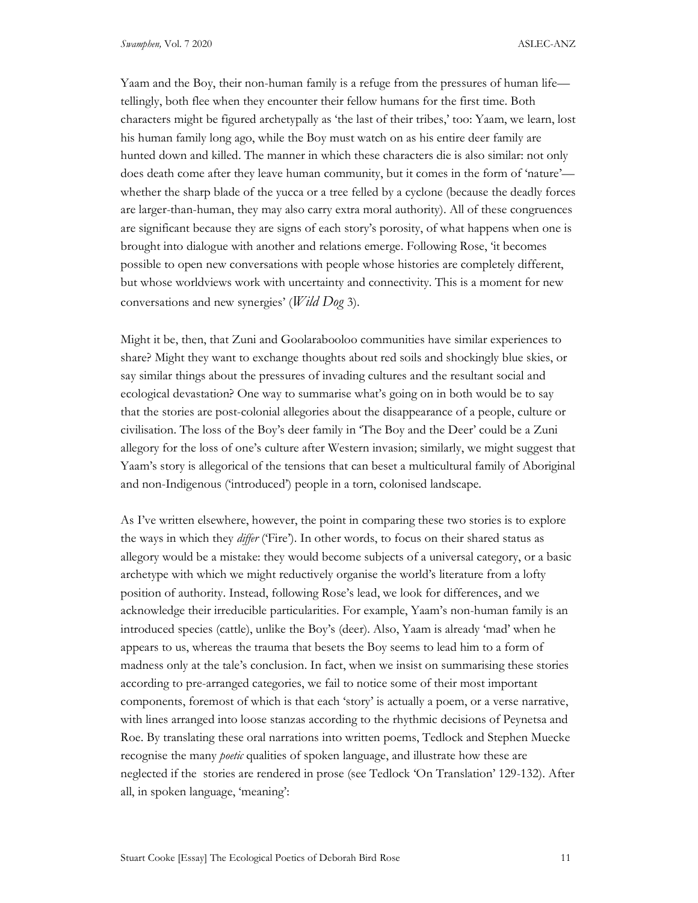Yaam and the Boy, their non-human family is a refuge from the pressures of human life—tellingly, both flee when they encounter their fellow humans for the first time. Both characters might be figured archetypally as 'the last of their tribes,' too: Yaam, we learn, lost his human family long ago, while the Boy must watch on as his entire deer family are hunted down and killed. The manner in which these characters die is also similar: not only does death come after they leave human community, but it comes in the form of 'nature'—whether the sharp blade of the yucca or a tree felled by a cyclone (because the deadly forces are larger-than-human, they may also carry extra moral authority). All of these congruences are significant because they are signs of each story's porosity, of what happens when one is brought into dialogue with another and relations emerge. Following Rose, 'it becomes possible to open new conversations with people whose histories are completely different, but whose worldviews work with uncertainty and connectivity. This is a moment for new conversations and new synergies' (*Wild Dog* 3).

Might it be, then, that Zuni and Goolarabooloo communities have similar experiences to share? Might they want to exchange thoughts about red soils and shockingly blue skies, or say similar things about the pressures of invading cultures and the resultant social and ecological devastation? One way to summarise what's going on in both would be to say that the stories are post-colonial allegories about the disappearance of a people, culture or civilisation. The loss of the Boy's deer family in 'The Boy and the Deer' could be a Zuni allegory for the loss of one's culture after Western invasion; similarly, we might suggest that Yaam's story is allegorical of the tensions that can beset a multicultural family of Aboriginal and non-Indigenous ('introduced') people in a torn, colonised landscape.

As I've written elsewhere, however, the point in comparing these two stories is to explore the ways in which they *differ* ('Fire'). In other words, to focus on their shared status as allegory would be a mistake: they would become subjects of a universal category, or a basic archetype with which we might reductively organise the world's literature from a lofty position of authority. Instead, following Rose's lead, we look for differences, and we acknowledge their irreducible particularities. For example, Yaam's non-human family is an introduced species (cattle), unlike the Boy's (deer). Also, Yaam is already 'mad' when he appears to us, whereas the trauma that besets the Boy seems to lead him to a form of madness only at the tale's conclusion. In fact, when we insist on summarising these stories according to pre-arranged categories, we fail to notice some of their most important components, foremost of which is that each 'story' is actually a poem, or a verse narrative, with lines arranged into loose stanzas according to the rhythmic decisions of Peynetsa and Roe. By translating these oral narrations into written poems, Tedlock and Stephen Muecke recognise the many *poetic* qualities of spoken language, and illustrate how these are neglected if the stories are rendered in prose (see Tedlock 'On Translation' 129-132). After all, in spoken language, 'meaning':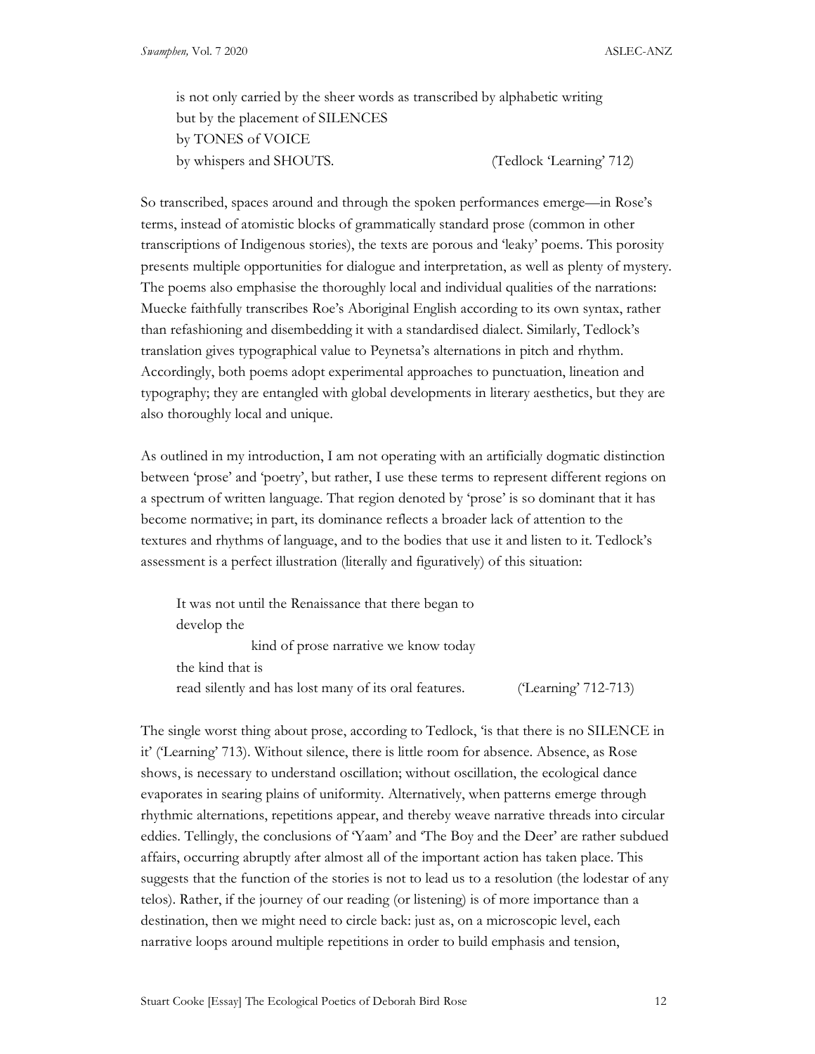> is not only carried by the sheer words as transcribed by alphabetic writing
> but by the placement of SILENCES
> by TONES of VOICE
> by whispers and SHOUTS. (Tedlock 'Learning' 712)

So transcribed, spaces around and through the spoken performances emerge—in Rose's terms, instead of atomistic blocks of grammatically standard prose (common in other transcriptions of Indigenous stories), the texts are porous and 'leaky' poems. This porosity presents multiple opportunities for dialogue and interpretation, as well as plenty of mystery. The poems also emphasise the thoroughly local and individual qualities of the narrations: Muecke faithfully transcribes Roe's Aboriginal English according to its own syntax, rather than refashioning and disembedding it with a standardised dialect. Similarly, Tedlock's translation gives typographical value to Peynetsa's alternations in pitch and rhythm. Accordingly, both poems adopt experimental approaches to punctuation, lineation and typography; they are entangled with global developments in literary aesthetics, but they are also thoroughly local and unique.

As outlined in my introduction, I am not operating with an artificially dogmatic distinction between 'prose' and 'poetry', but rather, I use these terms to represent different regions on a spectrum of written language. That region denoted by 'prose' is so dominant that it has become normative; in part, its dominance reflects a broader lack of attention to the textures and rhythms of language, and to the bodies that use it and listen to it. Tedlock's assessment is a perfect illustration (literally and figuratively) of this situation:

> It was not until the Renaissance that there began to
> develop the
> &nbsp;&nbsp;&nbsp;&nbsp;&nbsp;&nbsp;&nbsp;&nbsp;&nbsp;&nbsp;kind of prose narrative we know today
> the kind that is
> read silently and has lost many of its oral features. ('Learning' 712-713)

The single worst thing about prose, according to Tedlock, 'is that there is no SILENCE in it' ('Learning' 713). Without silence, there is little room for absence. Absence, as Rose shows, is necessary to understand oscillation; without oscillation, the ecological dance evaporates in searing plains of uniformity. Alternatively, when patterns emerge through rhythmic alternations, repetitions appear, and thereby weave narrative threads into circular eddies. Tellingly, the conclusions of 'Yaam' and 'The Boy and the Deer' are rather subdued affairs, occurring abruptly after almost all of the important action has taken place. This suggests that the function of the stories is not to lead us to a resolution (the lodestar of any telos). Rather, if the journey of our reading (or listening) is of more importance than a destination, then we might need to circle back: just as, on a microscopic level, each narrative loops around multiple repetitions in order to build emphasis and tension,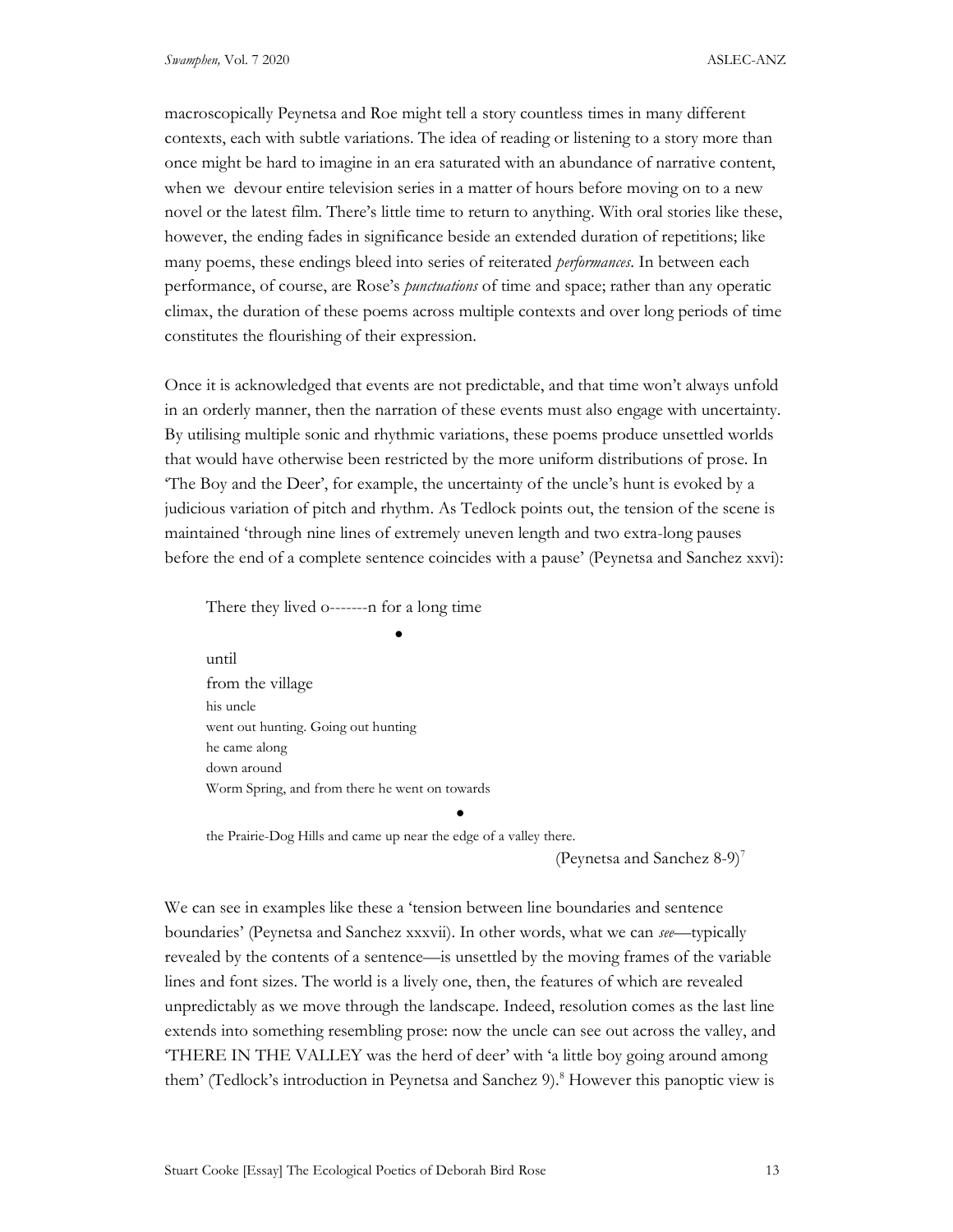macroscopically Peynetsa and Roe might tell a story countless times in many different contexts, each with subtle variations. The idea of reading or listening to a story more than once might be hard to imagine in an era saturated with an abundance of narrative content, when we devour entire television series in a matter of hours before moving on to a new novel or the latest film. There's little time to return to anything. With oral stories like these, however, the ending fades in significance beside an extended duration of repetitions; like many poems, these endings bleed into series of reiterated *performances*. In between each performance, of course, are Rose's *punctuations* of time and space; rather than any operatic climax, the duration of these poems across multiple contexts and over long periods of time constitutes the flourishing of their expression.

Once it is acknowledged that events are not predictable, and that time won't always unfold in an orderly manner, then the narration of these events must also engage with uncertainty. By utilising multiple sonic and rhythmic variations, these poems produce unsettled worlds that would have otherwise been restricted by the more uniform distributions of prose. In 'The Boy and the Deer', for example, the uncertainty of the uncle's hunt is evoked by a judicious variation of pitch and rhythm. As Tedlock points out, the tension of the scene is maintained 'through nine lines of extremely uneven length and two extra-long pauses before the end of a complete sentence coincides with a pause' (Peynetsa and Sanchez xxvi):

> There they lived o-------n for a long time
>
> •
>
> until
> from the village
> his uncle
> went out hunting. Going out hunting
> he came along
> down around
> Worm Spring, and from there he went on towards
>
> •
>
> the Prairie-Dog Hills and came up near the edge of a valley there.
>
> (Peynetsa and Sanchez 8-9)[7]

We can see in examples like these a 'tension between line boundaries and sentence boundaries' (Peynetsa and Sanchez xxxvii). In other words, what we can *see*—typically revealed by the contents of a sentence—is unsettled by the moving frames of the variable lines and font sizes. The world is a lively one, then, the features of which are revealed unpredictably as we move through the landscape. Indeed, resolution comes as the last line extends into something resembling prose: now the uncle can see out across the valley, and 'THERE IN THE VALLEY was the herd of deer' with 'a little boy going around among them' (Tedlock's introduction in Peynetsa and Sanchez 9).[8] However this panoptic view is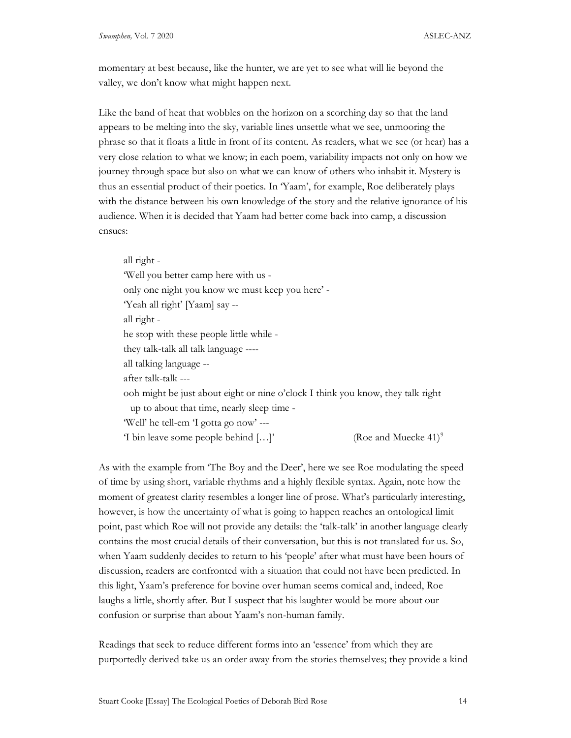momentary at best because, like the hunter, we are yet to see what will lie beyond the valley, we don't know what might happen next.

Like the band of heat that wobbles on the horizon on a scorching day so that the land appears to be melting into the sky, variable lines unsettle what we see, unmooring the phrase so that it floats a little in front of its content. As readers, what we see (or hear) has a very close relation to what we know; in each poem, variability impacts not only on how we journey through space but also on what we can know of others who inhabit it. Mystery is thus an essential product of their poetics. In 'Yaam', for example, Roe deliberately plays with the distance between his own knowledge of the story and the relative ignorance of his audience. When it is decided that Yaam had better come back into camp, a discussion ensues:

> all right -
> 'Well you better camp here with us -
> only one night you know we must keep you here' -
> 'Yeah all right' [Yaam] say --
> all right -
> he stop with these people little while -
> they talk-talk all talk language ----
> all talking language --
> after talk-talk ---
> ooh might be just about eight or nine o'clock I think you know, they talk right
>   up to about that time, nearly sleep time -
> 'Well' he tell-em 'I gotta go now' ---
> 'I bin leave some people behind […]' (Roe and Muecke 41)[9]

As with the example from 'The Boy and the Deer', here we see Roe modulating the speed of time by using short, variable rhythms and a highly flexible syntax. Again, note how the moment of greatest clarity resembles a longer line of prose. What's particularly interesting, however, is how the uncertainty of what is going to happen reaches an ontological limit point, past which Roe will not provide any details: the 'talk-talk' in another language clearly contains the most crucial details of their conversation, but this is not translated for us. So, when Yaam suddenly decides to return to his 'people' after what must have been hours of discussion, readers are confronted with a situation that could not have been predicted. In this light, Yaam's preference for bovine over human seems comical and, indeed, Roe laughs a little, shortly after. But I suspect that his laughter would be more about our confusion or surprise than about Yaam's non-human family.

Readings that seek to reduce different forms into an 'essence' from which they are purportedly derived take us an order away from the stories themselves; they provide a kind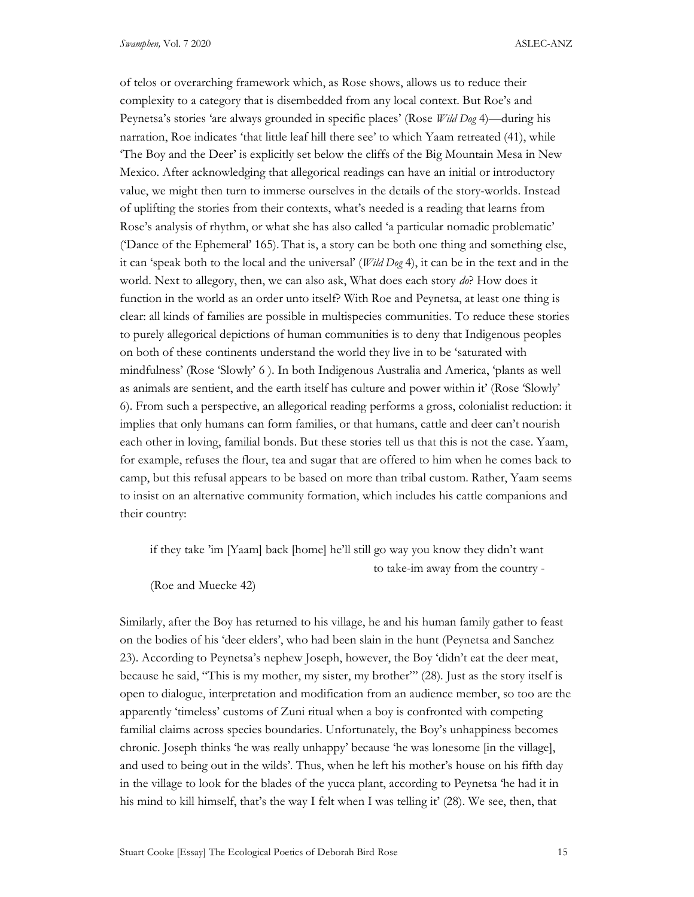of telos or overarching framework which, as Rose shows, allows us to reduce their complexity to a category that is disembedded from any local context. But Roe's and Peynetsa's stories 'are always grounded in specific places' (Rose *Wild Dog* 4)—during his narration, Roe indicates 'that little leaf hill there see' to which Yaam retreated (41), while 'The Boy and the Deer' is explicitly set below the cliffs of the Big Mountain Mesa in New Mexico. After acknowledging that allegorical readings can have an initial or introductory value, we might then turn to immerse ourselves in the details of the story-worlds. Instead of uplifting the stories from their contexts, what's needed is a reading that learns from Rose's analysis of rhythm, or what she has also called 'a particular nomadic problematic' ('Dance of the Ephemeral' 165). That is, a story can be both one thing and something else, it can 'speak both to the local and the universal' (*Wild Dog* 4), it can be in the text and in the world. Next to allegory, then, we can also ask, What does each story *do*? How does it function in the world as an order unto itself? With Roe and Peynetsa, at least one thing is clear: all kinds of families are possible in multispecies communities. To reduce these stories to purely allegorical depictions of human communities is to deny that Indigenous peoples on both of these continents understand the world they live in to be 'saturated with mindfulness' (Rose 'Slowly' 6 ). In both Indigenous Australia and America, 'plants as well as animals are sentient, and the earth itself has culture and power within it' (Rose 'Slowly' 6). From such a perspective, an allegorical reading performs a gross, colonialist reduction: it implies that only humans can form families, or that humans, cattle and deer can't nourish each other in loving, familial bonds. But these stories tell us that this is not the case. Yaam, for example, refuses the flour, tea and sugar that are offered to him when he comes back to camp, but this refusal appears to be based on more than tribal custom. Rather, Yaam seems to insist on an alternative community formation, which includes his cattle companions and their country:

> if they take 'im [Yaam] back [home] he'll still go way you know they didn't want
>
> to take-im away from the country -
>
> (Roe and Muecke 42)

Similarly, after the Boy has returned to his village, he and his human family gather to feast on the bodies of his 'deer elders', who had been slain in the hunt (Peynetsa and Sanchez 23). According to Peynetsa's nephew Joseph, however, the Boy 'didn't eat the deer meat, because he said, "This is my mother, my sister, my brother"' (28). Just as the story itself is open to dialogue, interpretation and modification from an audience member, so too are the apparently 'timeless' customs of Zuni ritual when a boy is confronted with competing familial claims across species boundaries. Unfortunately, the Boy's unhappiness becomes chronic. Joseph thinks 'he was really unhappy' because 'he was lonesome [in the village], and used to being out in the wilds'. Thus, when he left his mother's house on his fifth day in the village to look for the blades of the yucca plant, according to Peynetsa 'he had it in his mind to kill himself, that's the way I felt when I was telling it' (28). We see, then, that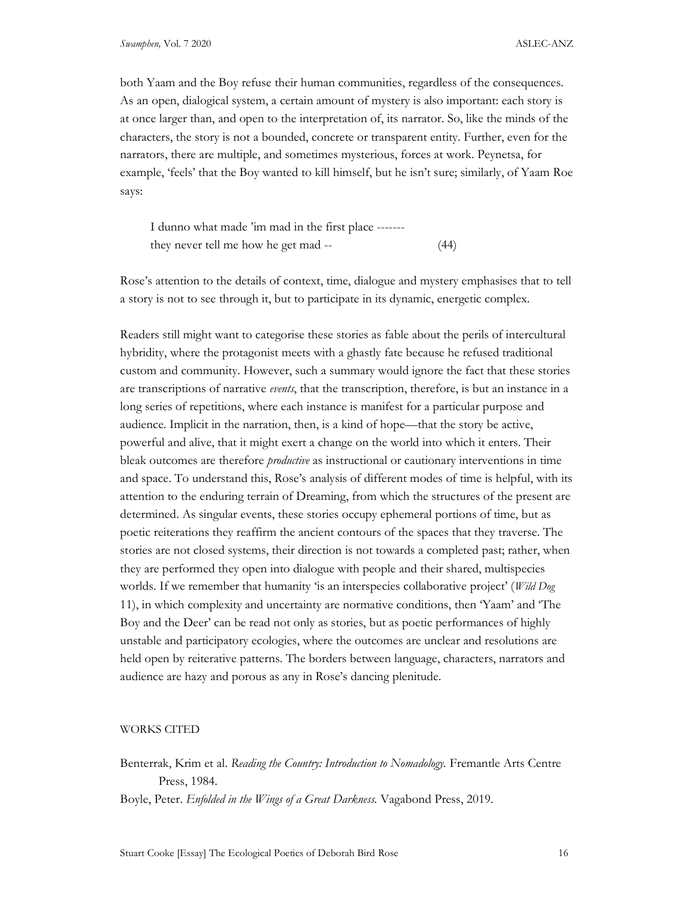both Yaam and the Boy refuse their human communities, regardless of the consequences. As an open, dialogical system, a certain amount of mystery is also important: each story is at once larger than, and open to the interpretation of, its narrator. So, like the minds of the characters, the story is not a bounded, concrete or transparent entity. Further, even for the narrators, there are multiple, and sometimes mysterious, forces at work. Peynetsa, for example, 'feels' that the Boy wanted to kill himself, but he isn't sure; similarly, of Yaam Roe says:

> I dunno what made 'im mad in the first place -------
> they never tell me how he get mad -- (44)

Rose's attention to the details of context, time, dialogue and mystery emphasises that to tell a story is not to see through it, but to participate in its dynamic, energetic complex.

Readers still might want to categorise these stories as fable about the perils of intercultural hybridity, where the protagonist meets with a ghastly fate because he refused traditional custom and community. However, such a summary would ignore the fact that these stories are transcriptions of narrative *events*, that the transcription, therefore, is but an instance in a long series of repetitions, where each instance is manifest for a particular purpose and audience. Implicit in the narration, then, is a kind of hope—that the story be active, powerful and alive, that it might exert a change on the world into which it enters. Their bleak outcomes are therefore *productive* as instructional or cautionary interventions in time and space. To understand this, Rose's analysis of different modes of time is helpful, with its attention to the enduring terrain of Dreaming, from which the structures of the present are determined. As singular events, these stories occupy ephemeral portions of time, but as poetic reiterations they reaffirm the ancient contours of the spaces that they traverse. The stories are not closed systems, their direction is not towards a completed past; rather, when they are performed they open into dialogue with people and their shared, multispecies worlds. If we remember that humanity 'is an interspecies collaborative project' (*Wild Dog* 11), in which complexity and uncertainty are normative conditions, then 'Yaam' and 'The Boy and the Deer' can be read not only as stories, but as poetic performances of highly unstable and participatory ecologies, where the outcomes are unclear and resolutions are held open by reiterative patterns. The borders between language, characters, narrators and audience are hazy and porous as any in Rose's dancing plenitude.

## WORKS CITED

Benterrak, Krim et al. *Reading the Country: Introduction to Nomadology.* Fremantle Arts Centre Press, 1984.

Boyle, Peter. *Enfolded in the Wings of a Great Darkness.* Vagabond Press, 2019.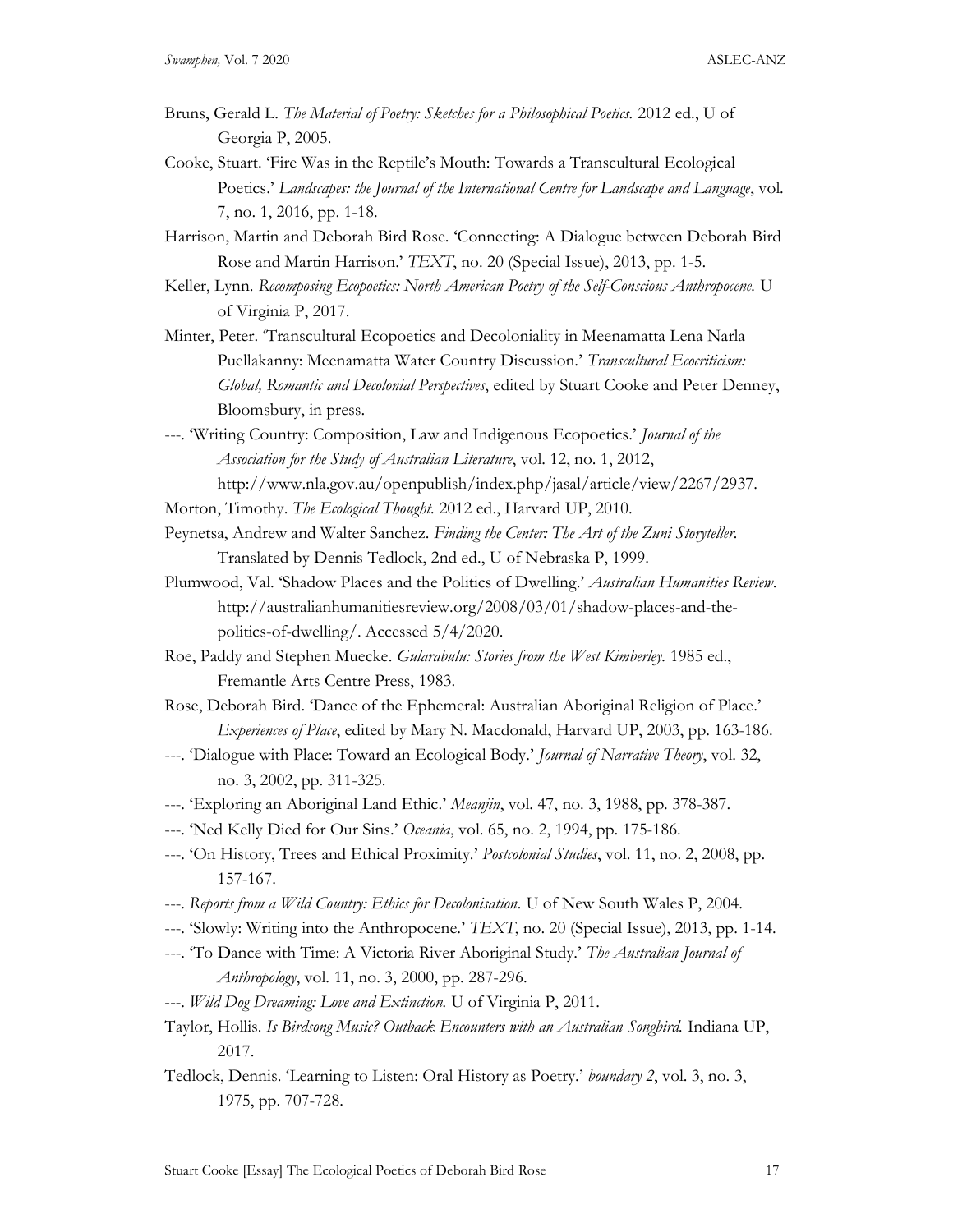Bruns, Gerald L. *The Material of Poetry: Sketches for a Philosophical Poetics.* 2012 ed., U of Georgia P, 2005.

Cooke, Stuart. 'Fire Was in the Reptile's Mouth: Towards a Transcultural Ecological Poetics.' *Landscapes: the Journal of the International Centre for Landscape and Language*, vol. 7, no. 1, 2016, pp. 1-18.

Harrison, Martin and Deborah Bird Rose. 'Connecting: A Dialogue between Deborah Bird Rose and Martin Harrison.' *TEXT*, no. 20 (Special Issue), 2013, pp. 1-5.

Keller, Lynn. *Recomposing Ecopoetics: North American Poetry of the Self-Conscious Anthropocene.* U of Virginia P, 2017.

Minter, Peter. 'Transcultural Ecopoetics and Decoloniality in Meenamatta Lena Narla Puellakanny: Meenamatta Water Country Discussion.' *Transcultural Ecocriticism: Global, Romantic and Decolonial Perspectives*, edited by Stuart Cooke and Peter Denney, Bloomsbury, in press.

---. 'Writing Country: Composition, Law and Indigenous Ecopoetics.' *Journal of the Association for the Study of Australian Literature*, vol. 12, no. 1, 2012, http://www.nla.gov.au/openpublish/index.php/jasal/article/view/2267/2937.

Morton, Timothy. *The Ecological Thought.* 2012 ed., Harvard UP, 2010.

Peynetsa, Andrew and Walter Sanchez. *Finding the Center: The Art of the Zuni Storyteller.* Translated by Dennis Tedlock, 2nd ed., U of Nebraska P, 1999.

Plumwood, Val. 'Shadow Places and the Politics of Dwelling.' *Australian Humanities Review.* http://australianhumanitiesreview.org/2008/03/01/shadow-places-and-the-politics-of-dwelling/. Accessed 5/4/2020.

Roe, Paddy and Stephen Muecke. *Gularabulu: Stories from the West Kimberley.* 1985 ed., Fremantle Arts Centre Press, 1983.

Rose, Deborah Bird. 'Dance of the Ephemeral: Australian Aboriginal Religion of Place.' *Experiences of Place*, edited by Mary N. Macdonald, Harvard UP, 2003, pp. 163-186.

---. 'Dialogue with Place: Toward an Ecological Body.' *Journal of Narrative Theory*, vol. 32, no. 3, 2002, pp. 311-325.

---. 'Exploring an Aboriginal Land Ethic.' *Meanjin*, vol. 47, no. 3, 1988, pp. 378-387.

---. 'Ned Kelly Died for Our Sins.' *Oceania*, vol. 65, no. 2, 1994, pp. 175-186.

---. 'On History, Trees and Ethical Proximity.' *Postcolonial Studies*, vol. 11, no. 2, 2008, pp. 157-167.

---. *Reports from a Wild Country: Ethics for Decolonisation.* U of New South Wales P, 2004.

---. 'Slowly: Writing into the Anthropocene.' *TEXT*, no. 20 (Special Issue), 2013, pp. 1-14.

---. 'To Dance with Time: A Victoria River Aboriginal Study.' *The Australian Journal of Anthropology*, vol. 11, no. 3, 2000, pp. 287-296.

---. *Wild Dog Dreaming: Love and Extinction.* U of Virginia P, 2011.

Taylor, Hollis. *Is Birdsong Music? Outback Encounters with an Australian Songbird.* Indiana UP, 2017.

Tedlock, Dennis. 'Learning to Listen: Oral History as Poetry.' *boundary 2*, vol. 3, no. 3, 1975, pp. 707-728.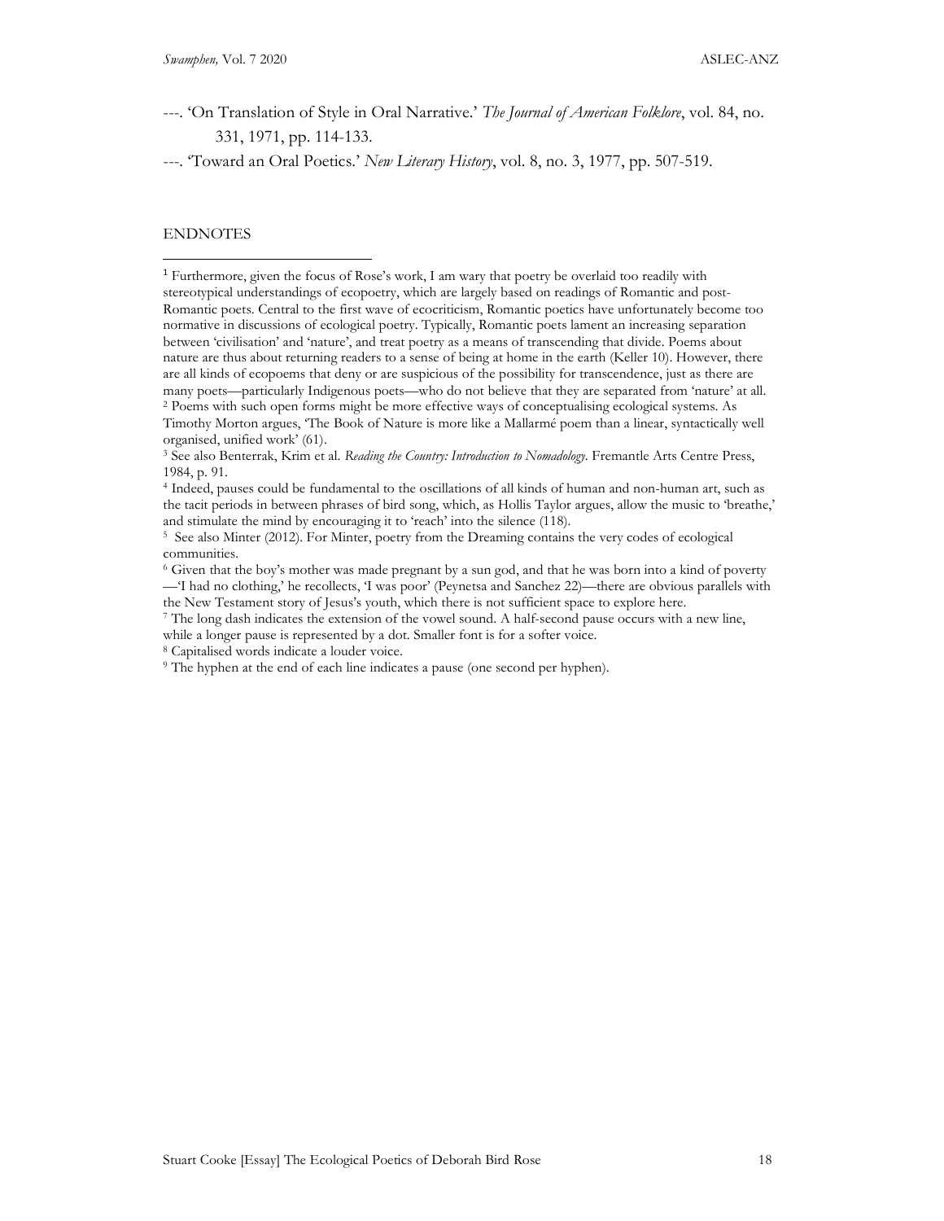---. 'On Translation of Style in Oral Narrative.' *The Journal of American Folklore*, vol. 84, no. 331, 1971, pp. 114-133.

---. 'Toward an Oral Poetics.' *New Literary History*, vol. 8, no. 3, 1977, pp. 507-519.

ENDNOTES

[1] Furthermore, given the focus of Rose's work, I am wary that poetry be overlaid too readily with stereotypical understandings of ecopoetry, which are largely based on readings of Romantic and post-Romantic poets. Central to the first wave of ecocriticism, Romantic poetics have unfortunately become too normative in discussions of ecological poetry. Typically, Romantic poets lament an increasing separation between 'civilisation' and 'nature', and treat poetry as a means of transcending that divide. Poems about nature are thus about returning readers to a sense of being at home in the earth (Keller 10). However, there are all kinds of ecopoems that deny or are suspicious of the possibility for transcendence, just as there are many poets—particularly Indigenous poets—who do not believe that they are separated from 'nature' at all.

[2] Poems with such open forms might be more effective ways of conceptualising ecological systems. As Timothy Morton argues, 'The Book of Nature is more like a Mallarmé poem than a linear, syntactically well organised, unified work' (61).

[3] See also Benterrak, Krim et al. *Reading the Country: Introduction to Nomadology*. Fremantle Arts Centre Press, 1984, p. 91.

[4] Indeed, pauses could be fundamental to the oscillations of all kinds of human and non-human art, such as the tacit periods in between phrases of bird song, which, as Hollis Taylor argues, allow the music to 'breathe,' and stimulate the mind by encouraging it to 'reach' into the silence (118).

[5] See also Minter (2012). For Minter, poetry from the Dreaming contains the very codes of ecological communities.

[6] Given that the boy's mother was made pregnant by a sun god, and that he was born into a kind of poverty —'I had no clothing,' he recollects, 'I was poor' (Peynetsa and Sanchez 22)—there are obvious parallels with the New Testament story of Jesus's youth, which there is not sufficient space to explore here.

[7] The long dash indicates the extension of the vowel sound. A half-second pause occurs with a new line, while a longer pause is represented by a dot. Smaller font is for a softer voice.

[8] Capitalised words indicate a louder voice.

[9] The hyphen at the end of each line indicates a pause (one second per hyphen).